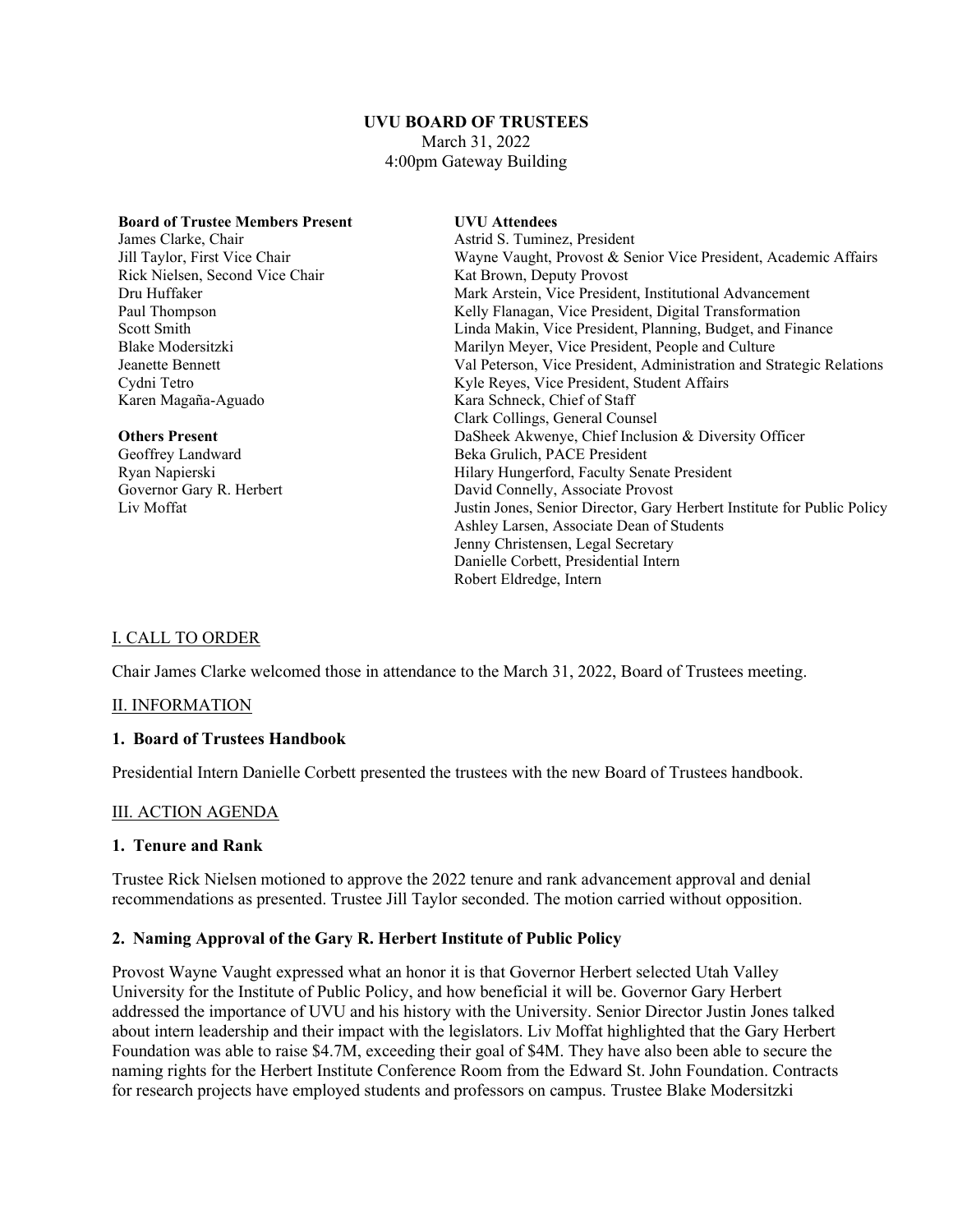**UVU BOARD OF TRUSTEES**
March 31, 2022
4:00pm Gateway Building

**Board of Trustee Members Present**
James Clarke, Chair
Jill Taylor, First Vice Chair
Rick Nielsen, Second Vice Chair
Dru Huffaker
Paul Thompson
Scott Smith
Blake Modersitzki
Jeanette Bennett
Cydni Tetro
Karen Magaña-Aguado

**Others Present**
Geoffrey Landward
Ryan Napierski
Governor Gary R. Herbert
Liv Moffat

**UVU Attendees**
Astrid S. Tuminez, President
Wayne Vaught, Provost & Senior Vice President, Academic Affairs
Kat Brown, Deputy Provost
Mark Arstein, Vice President, Institutional Advancement
Kelly Flanagan, Vice President, Digital Transformation
Linda Makin, Vice President, Planning, Budget, and Finance
Marilyn Meyer, Vice President, People and Culture
Val Peterson, Vice President, Administration and Strategic Relations
Kyle Reyes, Vice President, Student Affairs
Kara Schneck, Chief of Staff
Clark Collings, General Counsel
DaSheek Akwenye, Chief Inclusion & Diversity Officer
Beka Grulich, PACE President
Hilary Hungerford, Faculty Senate President
David Connelly, Associate Provost
Justin Jones, Senior Director, Gary Herbert Institute for Public Policy
Ashley Larsen, Associate Dean of Students
Jenny Christensen, Legal Secretary
Danielle Corbett, Presidential Intern
Robert Eldredge, Intern

## I. CALL TO ORDER

Chair James Clarke welcomed those in attendance to the March 31, 2022, Board of Trustees meeting.

## II. INFORMATION

### 1. Board of Trustees Handbook

Presidential Intern Danielle Corbett presented the trustees with the new Board of Trustees handbook.

## III. ACTION AGENDA

### 1. Tenure and Rank

Trustee Rick Nielsen motioned to approve the 2022 tenure and rank advancement approval and denial recommendations as presented. Trustee Jill Taylor seconded. The motion carried without opposition.

### 2. Naming Approval of the Gary R. Herbert Institute of Public Policy

Provost Wayne Vaught expressed what an honor it is that Governor Herbert selected Utah Valley University for the Institute of Public Policy, and how beneficial it will be. Governor Gary Herbert addressed the importance of UVU and his history with the University. Senior Director Justin Jones talked about intern leadership and their impact with the legislators. Liv Moffat highlighted that the Gary Herbert Foundation was able to raise $4.7M, exceeding their goal of $4M. They have also been able to secure the naming rights for the Herbert Institute Conference Room from the Edward St. John Foundation. Contracts for research projects have employed students and professors on campus. Trustee Blake Modersitzki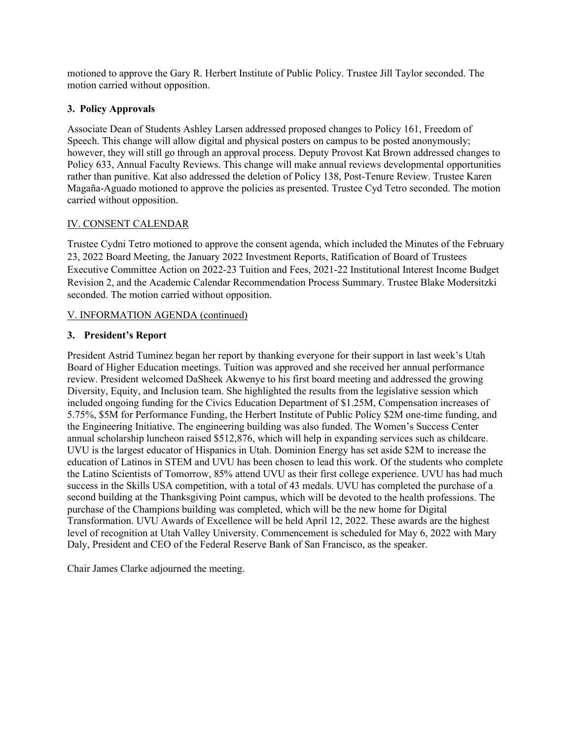motioned to approve the Gary R. Herbert Institute of Public Policy. Trustee Jill Taylor seconded. The motion carried without opposition.

### 3. Policy Approvals

Associate Dean of Students Ashley Larsen addressed proposed changes to Policy 161, Freedom of Speech. This change will allow digital and physical posters on campus to be posted anonymously; however, they will still go through an approval process. Deputy Provost Kat Brown addressed changes to Policy 633, Annual Faculty Reviews. This change will make annual reviews developmental opportunities rather than punitive. Kat also addressed the deletion of Policy 138, Post-Tenure Review. Trustee Karen Magaña-Aguado motioned to approve the policies as presented. Trustee Cyd Tetro seconded. The motion carried without opposition.

## IV. CONSENT CALENDAR

Trustee Cydni Tetro motioned to approve the consent agenda, which included the Minutes of the February 23, 2022 Board Meeting, the January 2022 Investment Reports, Ratification of Board of Trustees Executive Committee Action on 2022-23 Tuition and Fees, 2021-22 Institutional Interest Income Budget Revision 2, and the Academic Calendar Recommendation Process Summary. Trustee Blake Modersitzki seconded. The motion carried without opposition.

## V. INFORMATION AGENDA (continued)

### 3. President's Report

President Astrid Tuminez began her report by thanking everyone for their support in last week's Utah Board of Higher Education meetings. Tuition was approved and she received her annual performance review. President welcomed DaSheek Akwenye to his first board meeting and addressed the growing Diversity, Equity, and Inclusion team. She highlighted the results from the legislative session which included ongoing funding for the Civics Education Department of $1.25M, Compensation increases of 5.75%, $5M for Performance Funding, the Herbert Institute of Public Policy $2M one-time funding, and the Engineering Initiative. The engineering building was also funded. The Women's Success Center annual scholarship luncheon raised $512,876, which will help in expanding services such as childcare. UVU is the largest educator of Hispanics in Utah. Dominion Energy has set aside $2M to increase the education of Latinos in STEM and UVU has been chosen to lead this work. Of the students who complete the Latino Scientists of Tomorrow, 85% attend UVU as their first college experience. UVU has had much success in the Skills USA competition, with a total of 43 medals. UVU has completed the purchase of a second building at the Thanksgiving Point campus, which will be devoted to the health professions. The purchase of the Champions building was completed, which will be the new home for Digital Transformation. UVU Awards of Excellence will be held April 12, 2022. These awards are the highest level of recognition at Utah Valley University. Commencement is scheduled for May 6, 2022 with Mary Daly, President and CEO of the Federal Reserve Bank of San Francisco, as the speaker.

Chair James Clarke adjourned the meeting.